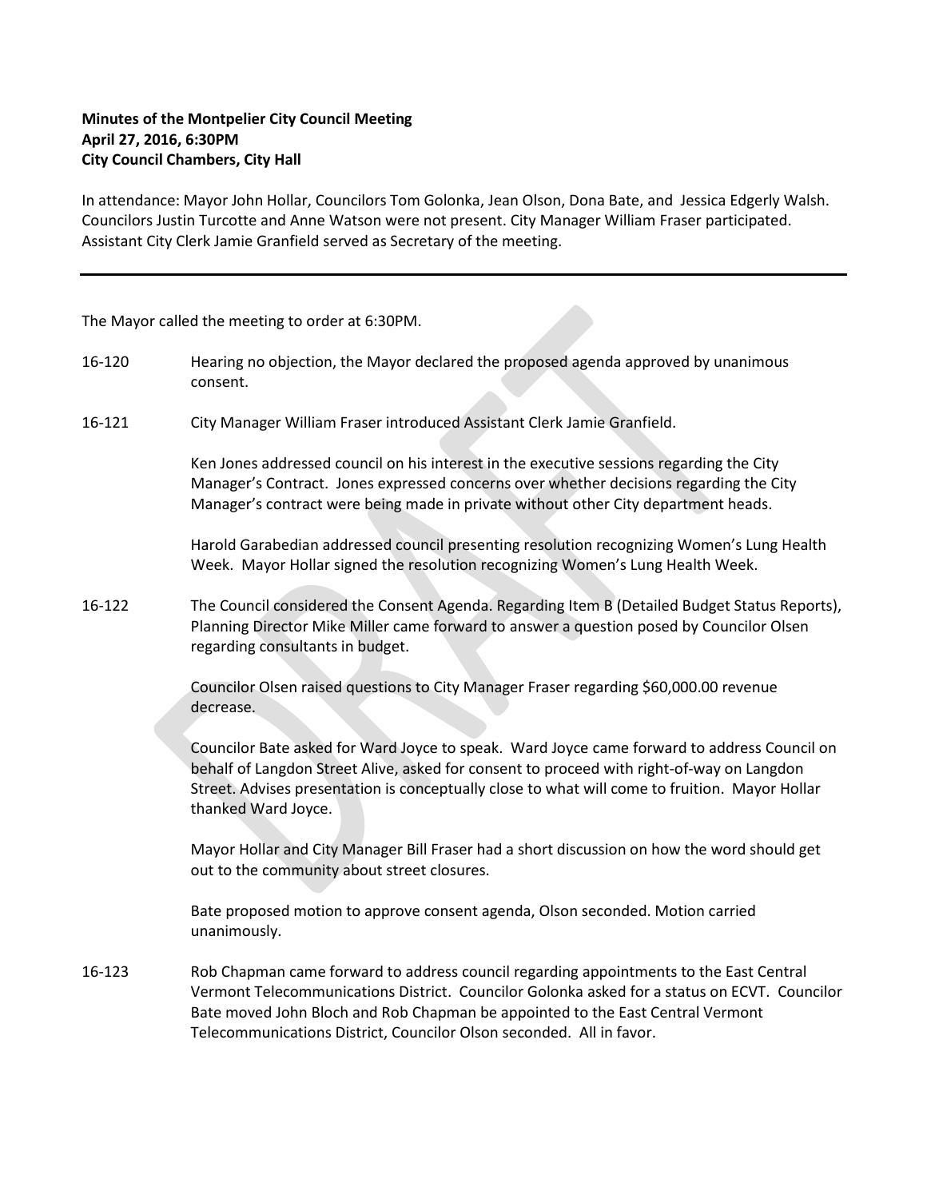**Minutes of the Montpelier City Council Meeting**
**April 27, 2016, 6:30PM**
**City Council Chambers, City Hall**

In attendance: Mayor John Hollar, Councilors Tom Golonka, Jean Olson, Dona Bate, and Jessica Edgerly Walsh. Councilors Justin Turcotte and Anne Watson were not present. City Manager William Fraser participated. Assistant City Clerk Jamie Granfield served as Secretary of the meeting.

---

The Mayor called the meeting to order at 6:30PM.

16-120 Hearing no objection, the Mayor declared the proposed agenda approved by unanimous consent.

16-121 City Manager William Fraser introduced Assistant Clerk Jamie Granfield.

Ken Jones addressed council on his interest in the executive sessions regarding the City Manager's Contract. Jones expressed concerns over whether decisions regarding the City Manager's contract were being made in private without other City department heads.

Harold Garabedian addressed council presenting resolution recognizing Women's Lung Health Week. Mayor Hollar signed the resolution recognizing Women's Lung Health Week.

16-122 The Council considered the Consent Agenda. Regarding Item B (Detailed Budget Status Reports), Planning Director Mike Miller came forward to answer a question posed by Councilor Olsen regarding consultants in budget.

Councilor Olsen raised questions to City Manager Fraser regarding $60,000.00 revenue decrease.

Councilor Bate asked for Ward Joyce to speak. Ward Joyce came forward to address Council on behalf of Langdon Street Alive, asked for consent to proceed with right-of-way on Langdon Street. Advises presentation is conceptually close to what will come to fruition. Mayor Hollar thanked Ward Joyce.

Mayor Hollar and City Manager Bill Fraser had a short discussion on how the word should get out to the community about street closures.

Bate proposed motion to approve consent agenda, Olson seconded. Motion carried unanimously.

16-123 Rob Chapman came forward to address council regarding appointments to the East Central Vermont Telecommunications District. Councilor Golonka asked for a status on ECVT. Councilor Bate moved John Bloch and Rob Chapman be appointed to the East Central Vermont Telecommunications District, Councilor Olson seconded. All in favor.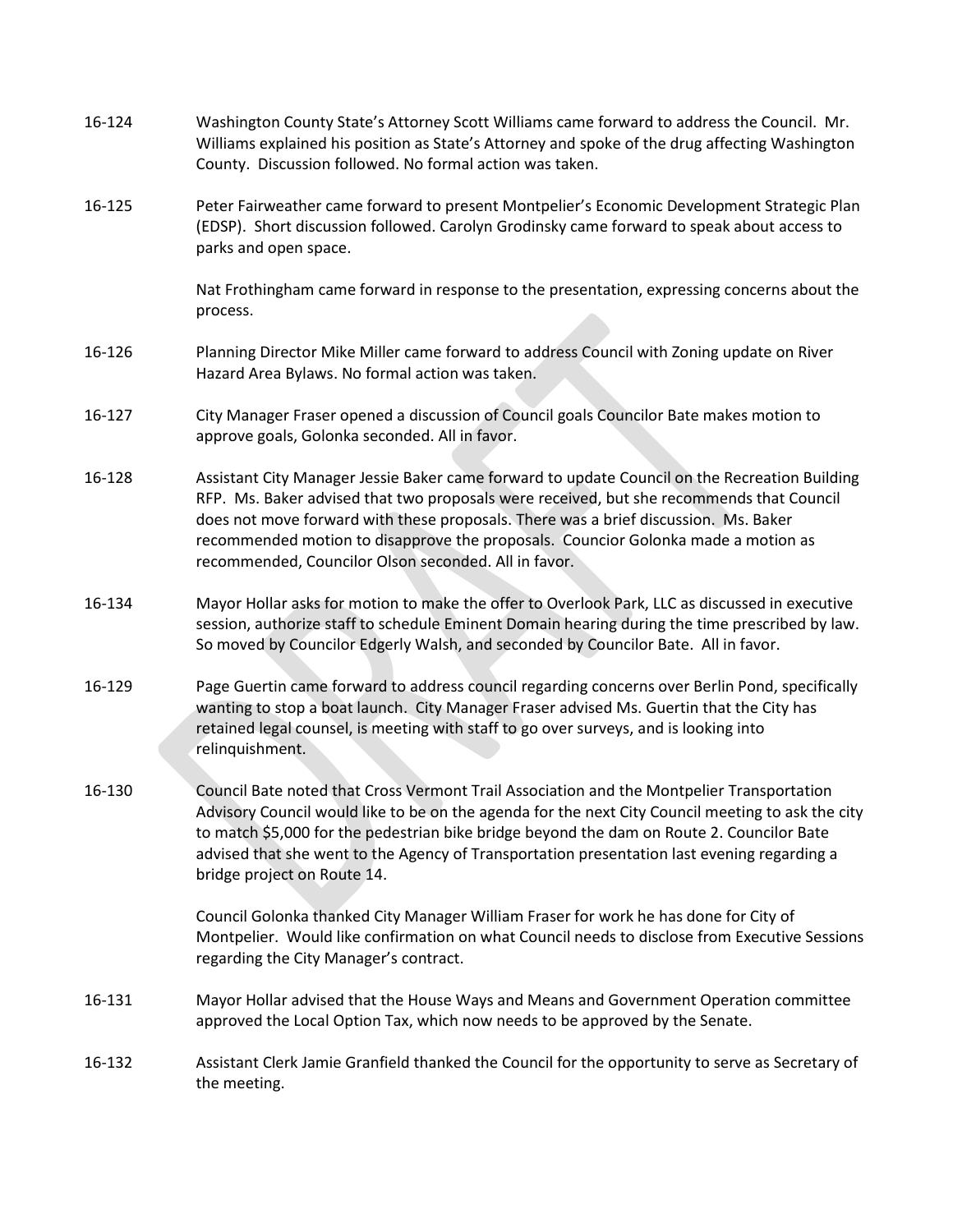16-124 Washington County State's Attorney Scott Williams came forward to address the Council. Mr. Williams explained his position as State's Attorney and spoke of the drug affecting Washington County. Discussion followed. No formal action was taken.

16-125 Peter Fairweather came forward to present Montpelier's Economic Development Strategic Plan (EDSP). Short discussion followed. Carolyn Grodinsky came forward to speak about access to parks and open space.

Nat Frothingham came forward in response to the presentation, expressing concerns about the process.

16-126 Planning Director Mike Miller came forward to address Council with Zoning update on River Hazard Area Bylaws. No formal action was taken.

16-127 City Manager Fraser opened a discussion of Council goals Councilor Bate makes motion to approve goals, Golonka seconded. All in favor.

16-128 Assistant City Manager Jessie Baker came forward to update Council on the Recreation Building RFP. Ms. Baker advised that two proposals were received, but she recommends that Council does not move forward with these proposals. There was a brief discussion. Ms. Baker recommended motion to disapprove the proposals. Councior Golonka made a motion as recommended, Councilor Olson seconded. All in favor.

16-134 Mayor Hollar asks for motion to make the offer to Overlook Park, LLC as discussed in executive session, authorize staff to schedule Eminent Domain hearing during the time prescribed by law. So moved by Councilor Edgerly Walsh, and seconded by Councilor Bate. All in favor.

16-129 Page Guertin came forward to address council regarding concerns over Berlin Pond, specifically wanting to stop a boat launch. City Manager Fraser advised Ms. Guertin that the City has retained legal counsel, is meeting with staff to go over surveys, and is looking into relinquishment.

16-130 Council Bate noted that Cross Vermont Trail Association and the Montpelier Transportation Advisory Council would like to be on the agenda for the next City Council meeting to ask the city to match $5,000 for the pedestrian bike bridge beyond the dam on Route 2. Councilor Bate advised that she went to the Agency of Transportation presentation last evening regarding a bridge project on Route 14.

Council Golonka thanked City Manager William Fraser for work he has done for City of Montpelier. Would like confirmation on what Council needs to disclose from Executive Sessions regarding the City Manager's contract.

16-131 Mayor Hollar advised that the House Ways and Means and Government Operation committee approved the Local Option Tax, which now needs to be approved by the Senate.

16-132 Assistant Clerk Jamie Granfield thanked the Council for the opportunity to serve as Secretary of the meeting.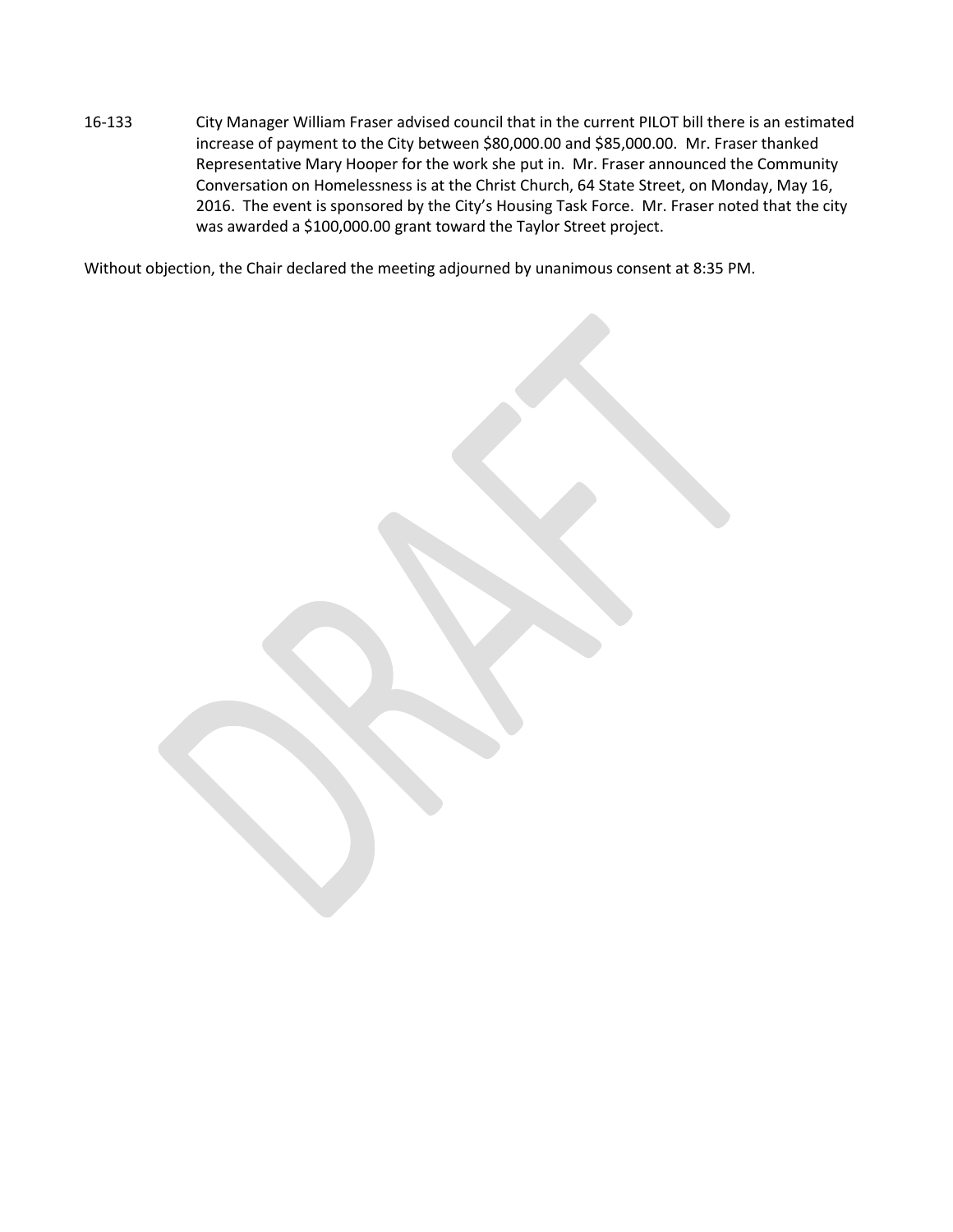16-133 City Manager William Fraser advised council that in the current PILOT bill there is an estimated increase of payment to the City between $80,000.00 and $85,000.00. Mr. Fraser thanked Representative Mary Hooper for the work she put in. Mr. Fraser announced the Community Conversation on Homelessness is at the Christ Church, 64 State Street, on Monday, May 16, 2016. The event is sponsored by the City's Housing Task Force. Mr. Fraser noted that the city was awarded a $100,000.00 grant toward the Taylor Street project.

Without objection, the Chair declared the meeting adjourned by unanimous consent at 8:35 PM.